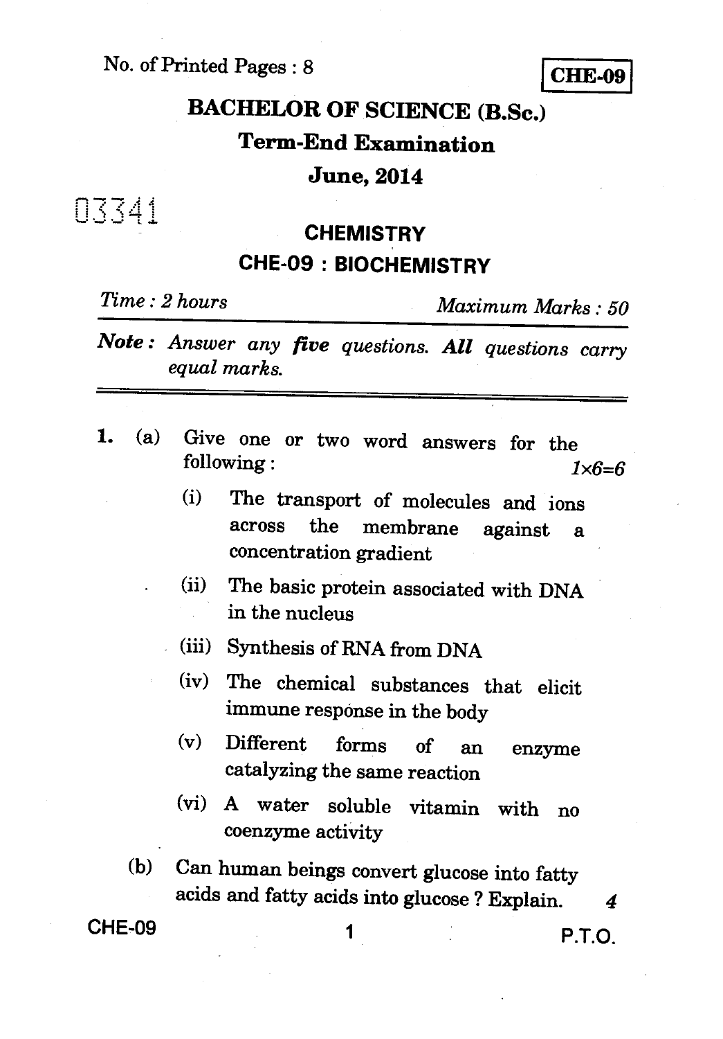No. of Printed Pages : 8

**CHE-09**

# BACHELOR OF SCIENCE (B.Sc.)

## Term-End Examination

## June, 2014

03341

## CHEMISTRY

## CHE-09 : BIOCHEMISTRY

*Time : 2 hours* *Maximum Marks : 50*

***Note :*** *Answer any **five** questions. **All** questions carry equal marks.*

---

1. (a) Give one or two word answers for the following : *1×6=6*

   (i) The transport of molecules and ions across the membrane against a concentration gradient

   (ii) The basic protein associated with DNA in the nucleus

   (iii) Synthesis of RNA from DNA

   (iv) The chemical substances that elicit immune response in the body

   (v) Different forms of an enzyme catalyzing the same reaction

   (vi) A water soluble vitamin with no coenzyme activity

   (b) Can human beings convert glucose into fatty acids and fatty acids into glucose ? Explain. *4*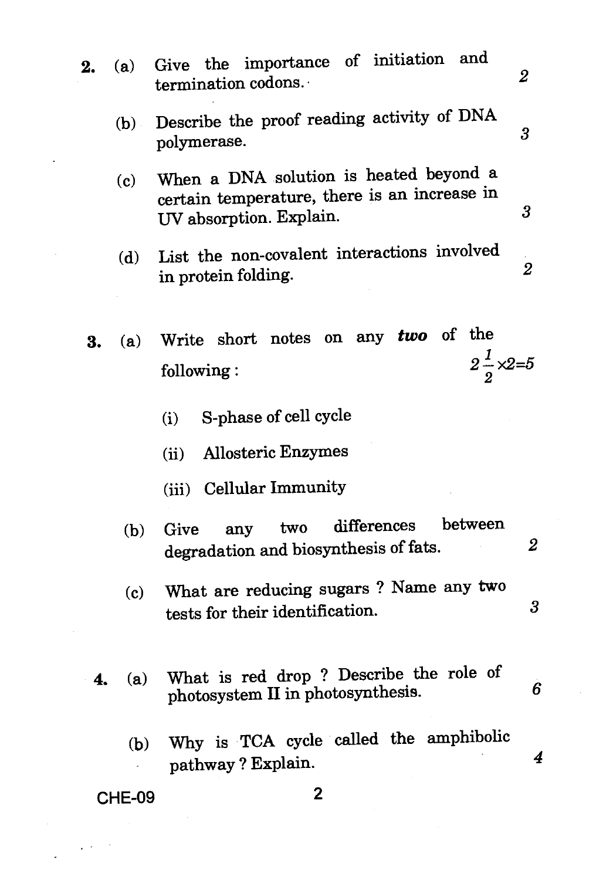2. (a) Give the importance of initiation and termination codons. 2

   (b) Describe the proof reading activity of DNA polymerase. 3

   (c) When a DNA solution is heated beyond a certain temperature, there is an increase in UV absorption. Explain. 3

   (d) List the non-covalent interactions involved in protein folding. 2

3. (a) Write short notes on any ***two*** of the following : $2\frac{1}{2} \times 2 = 5$

   (i) S-phase of cell cycle

   (ii) Allosteric Enzymes

   (iii) Cellular Immunity

   (b) Give any two differences between degradation and biosynthesis of fats. 2

   (c) What are reducing sugars ? Name any two tests for their identification. 3

4. (a) What is red drop ? Describe the role of photosystem II in photosynthesis. 6

   (b) Why is TCA cycle called the amphibolic pathway ? Explain. 4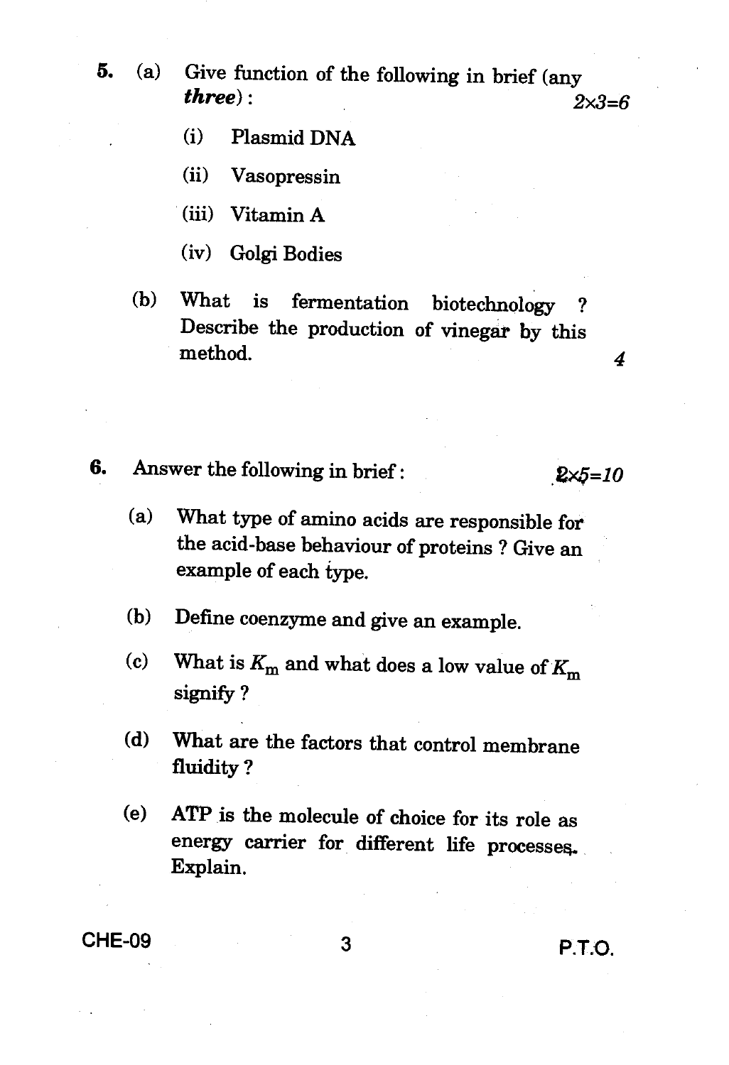5. (a) Give function of the following in brief (any ***three***) : $2 \times 3 = 6$

   (i) Plasmid DNA

   (ii) Vasopressin

   (iii) Vitamin A

   (iv) Golgi Bodies

   (b) What is fermentation biotechnology ? Describe the production of vinegar by this method. 4

6. Answer the following in brief : $2 \times 5 = 10$

   (a) What type of amino acids are responsible for the acid-base behaviour of proteins ? Give an example of each type.

   (b) Define coenzyme and give an example.

   (c) What is $K_m$ and what does a low value of $K_m$ signify ?

   (d) What are the factors that control membrane fluidity ?

   (e) ATP is the molecule of choice for its role as energy carrier for different life processes. Explain.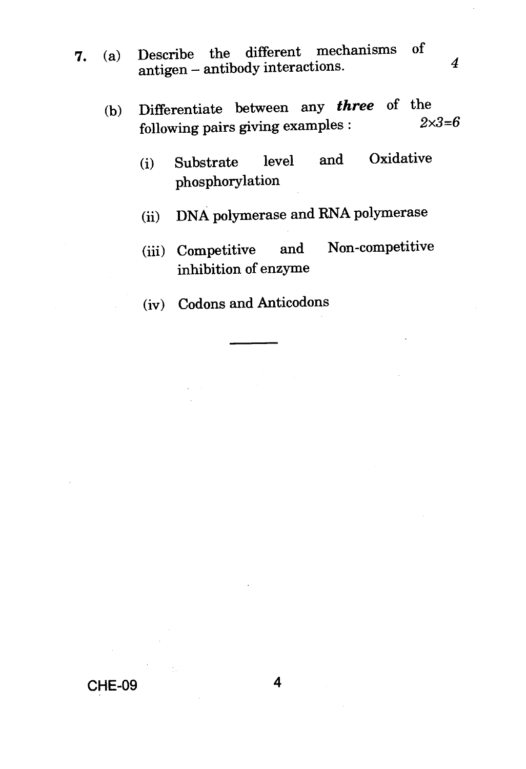7. (a) Describe the different mechanisms of antigen – antibody interactions. *4*

   (b) Differentiate between any ***three*** of the following pairs giving examples : *2×3=6*

   (i) Substrate level and Oxidative phosphorylation

   (ii) DNA polymerase and RNA polymerase

   (iii) Competitive and Non-competitive inhibition of enzyme

   (iv) Codons and Anticodons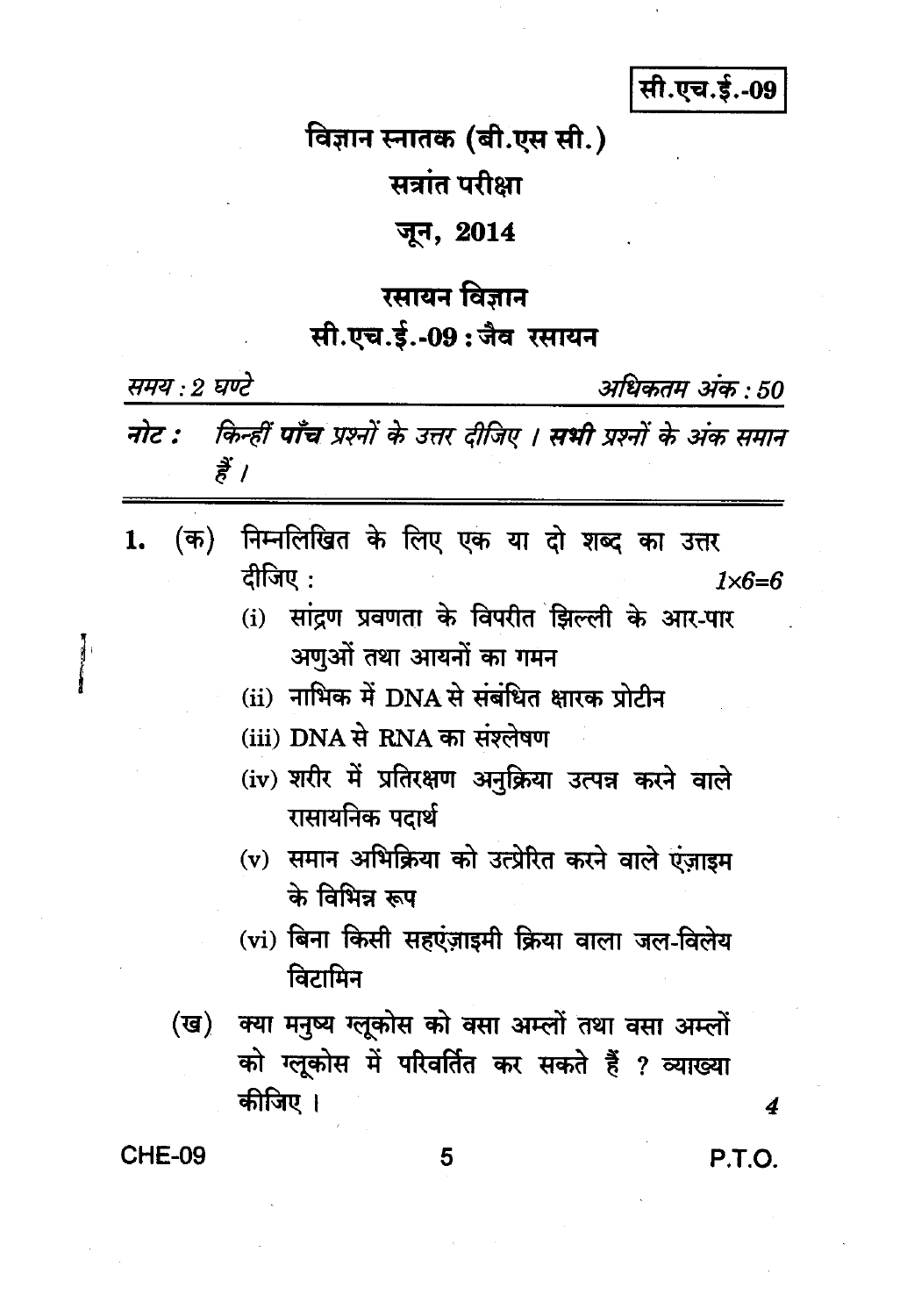सी.एच.ई.-09

# विज्ञान स्नातक (बी.एस सी.)

## सत्रांत परीक्षा

## जून, 2014

# रसायन विज्ञान

## सी.एच.ई.-09 : जैव रसायन

*समय : 2 घण्टे* *अधिकतम अंक : 50*

**नोट :** *किन्हीं **पाँच** प्रश्नों के उत्तर दीजिए । **सभी** प्रश्नों के अंक समान हैं ।*

---

1. (क) निम्नलिखित के लिए एक या दो शब्द का उत्तर दीजिए : $1 \times 6 = 6$

   (i) सांद्रण प्रवणता के विपरीत झिल्ली के आर-पार अणुओं तथा आयनों का गमन

   (ii) नाभिक में DNA से संबंधित क्षारक प्रोटीन

   (iii) DNA से RNA का संश्लेषण

   (iv) शरीर में प्रतिरक्षण अनुक्रिया उत्पन्न करने वाले रासायनिक पदार्थ

   (v) समान अभिक्रिया को उत्प्रेरित करने वाले एंज़ाइम के विभिन्न रूप

   (vi) बिना किसी सहएंज़ाइमी क्रिया वाला जल-विलेय विटामिन

   (ख) क्या मनुष्य ग्लूकोस को वसा अम्लों तथा वसा अम्लों को ग्लूकोस में परिवर्तित कर सकते हैं ? व्याख्या कीजिए । 4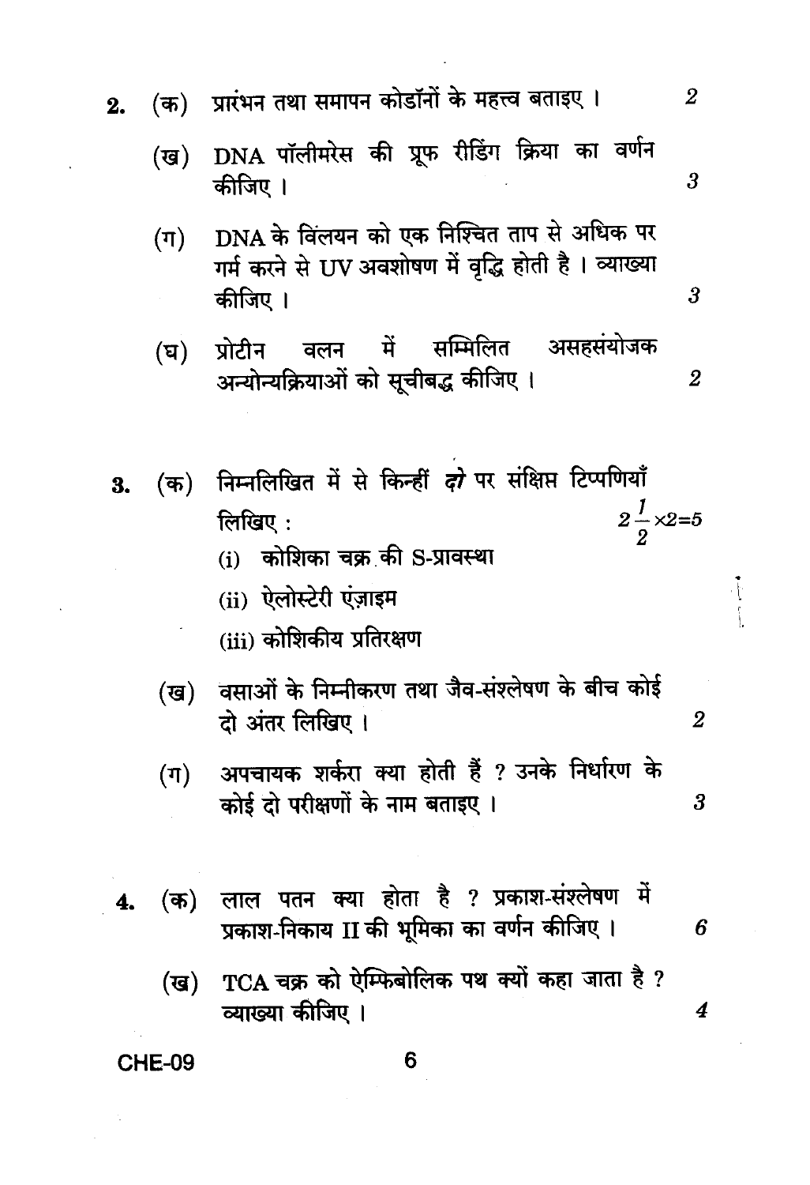2. (क) प्रारंभन तथा समापन कोडॉनों के महत्त्व बताइए । 2

(ख) DNA पॉलीमरेस की प्रूफ रीडिंग क्रिया का वर्णन कीजिए । 3

(ग) DNA के विलयन को एक निश्चित ताप से अधिक पर गर्म करने से UV अवशोषण में वृद्धि होती है । व्याख्या कीजिए । 3

(घ) प्रोटीन वलन में सम्मिलित असहसंयोजक अन्योन्यक्रियाओं को सूचीबद्ध कीजिए । 2

3. (क) निम्नलिखित में से किन्हीं *दो* पर संक्षिप्त टिप्पणियाँ लिखिए : $2\frac{1}{2} \times 2 = 5$

(i) कोशिका चक्र की S-प्रावस्था

(ii) ऐलोस्टेरी एंज़ाइम

(iii) कोशिकीय प्रतिरक्षण

(ख) वसाओं के निम्नीकरण तथा जैव-संश्लेषण के बीच कोई दो अंतर लिखिए । 2

(ग) अपचायक शर्करा क्या होती हैं ? उनके निर्धारण के कोई दो परीक्षणों के नाम बताइए । 3

4. (क) लाल पतन क्या होता है ? प्रकाश-संश्लेषण में प्रकाश-निकाय II की भूमिका का वर्णन कीजिए । 6

(ख) TCA चक्र को ऐम्फिबोलिक पथ क्यों कहा जाता है ? व्याख्या कीजिए । 4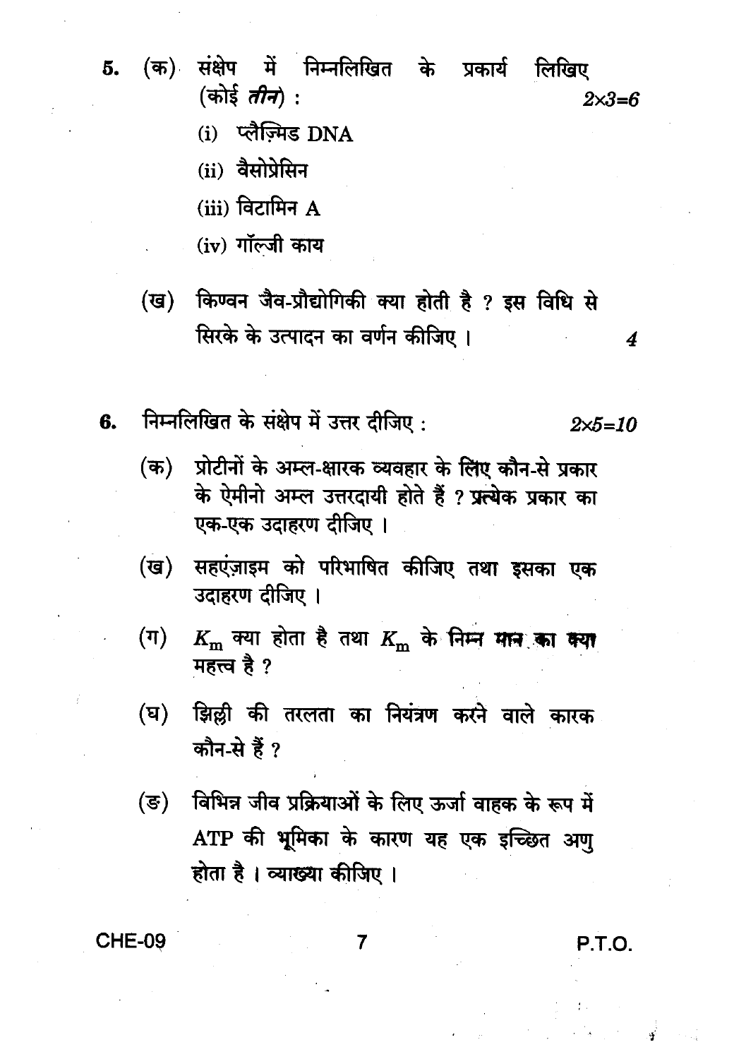5. (क) संक्षेप में निम्नलिखित के प्रकार्य लिखिए (कोई *तीन*) : $2 \times 3 = 6$

   (i) प्लैज़्मिड DNA

   (ii) वैसोप्रेसिन

   (iii) विटामिन A

   (iv) गॉल्जी काय

   (ख) किण्वन जैव-प्रौद्योगिकी क्या होती है ? इस विधि से सिरके के उत्पादन का वर्णन कीजिए । 4

6. निम्नलिखित के संक्षेप में उत्तर दीजिए : $2 \times 5 = 10$

   (क) प्रोटीनों के अम्ल-क्षारक व्यवहार के लिए कौन-से प्रकार के ऐमीनो अम्ल उत्तरदायी होते हैं ? प्रत्येक प्रकार का एक-एक उदाहरण दीजिए ।

   (ख) सहएंज़ाइम को परिभाषित कीजिए तथा इसका एक उदाहरण दीजिए ।

   (ग) $K_m$ क्या होता है तथा $K_m$ के निम्न मान का क्या महत्त्व है ?

   (घ) झिल्ली की तरलता का नियंत्रण करने वाले कारक कौन-से हैं ?

   (ङ) विभिन्न जीव प्रक्रियाओं के लिए ऊर्जा वाहक के रूप में ATP की भूमिका के कारण यह एक इच्छित अणु होता है । व्याख्या कीजिए ।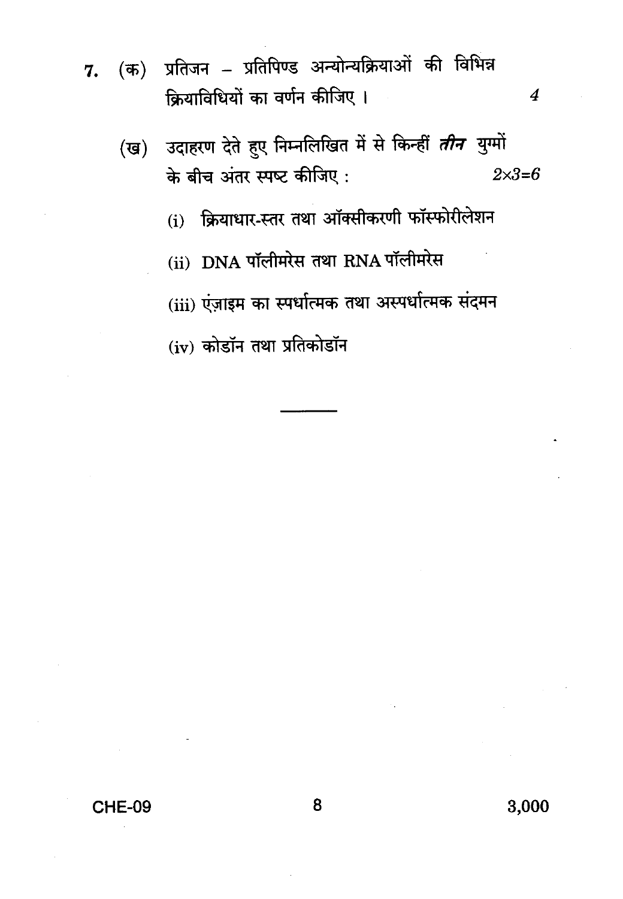7. (क) प्रतिजन – प्रतिपिण्ड अन्योन्यक्रियाओं की विभिन्न क्रियाविधियों का वर्णन कीजिए । 4

(ख) उदाहरण देते हुए निम्नलिखित में से किन्हीं ***तीन*** युग्मों के बीच अंतर स्पष्ट कीजिए : $2 \times 3 = 6$

(i) क्रियाधार-स्तर तथा ऑक्सीकरणी फॉस्फोरीलेशन

(ii) DNA पॉलीमरेस तथा RNA पॉलीमरेस

(iii) एंज़ाइम का स्पर्धात्मक तथा अस्पर्धात्मक संदमन

(iv) कोडॉन तथा प्रतिकोडॉन